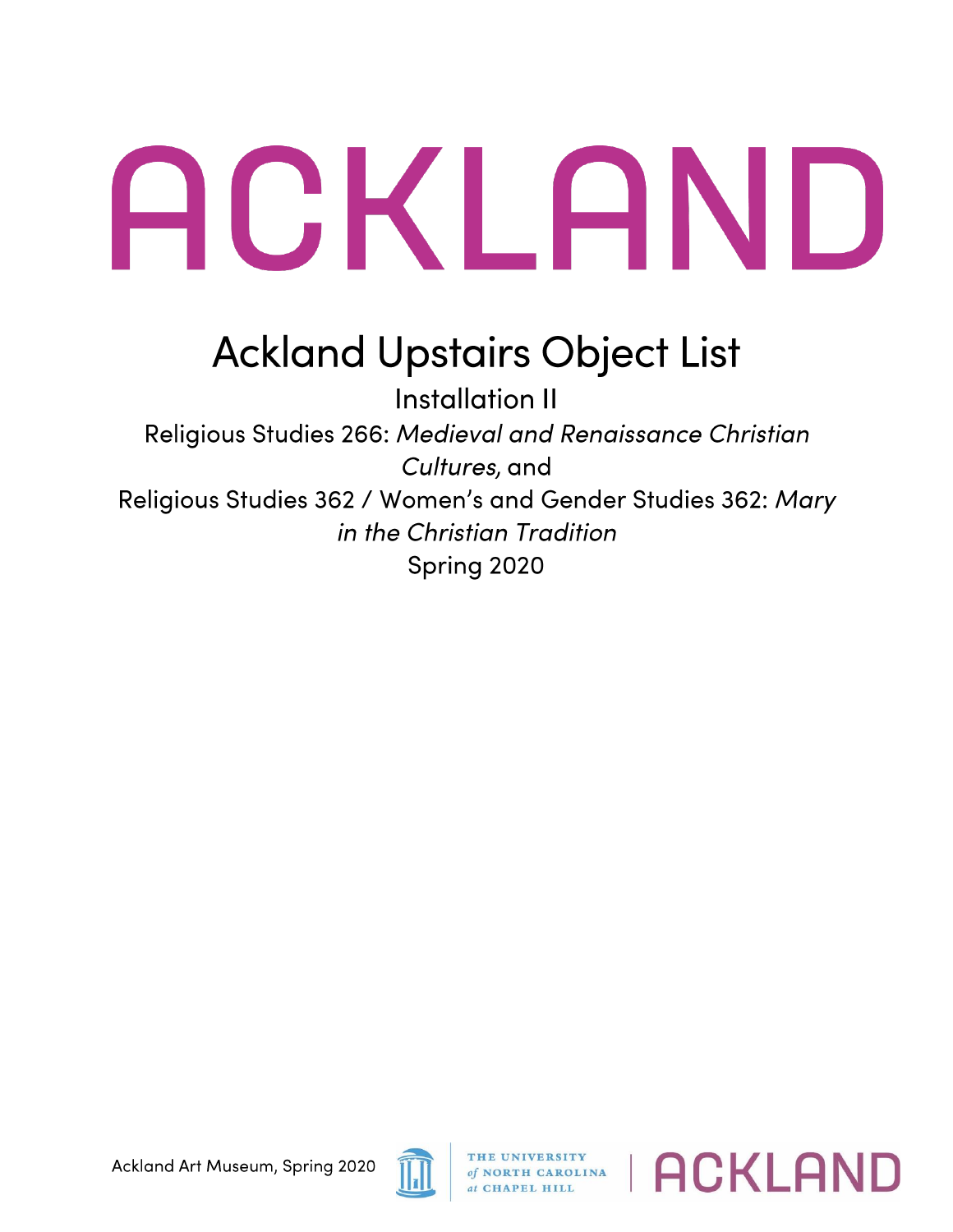# ACKLAND

## Ackland Upstairs Object List

Installation II

Religious Studies 266: *Medieval and Renaissance Christian Cultures,* and

Religious Studies 362 / Women's and Gender Studies 362: *Mary in the Christian Tradition*

Spring 2020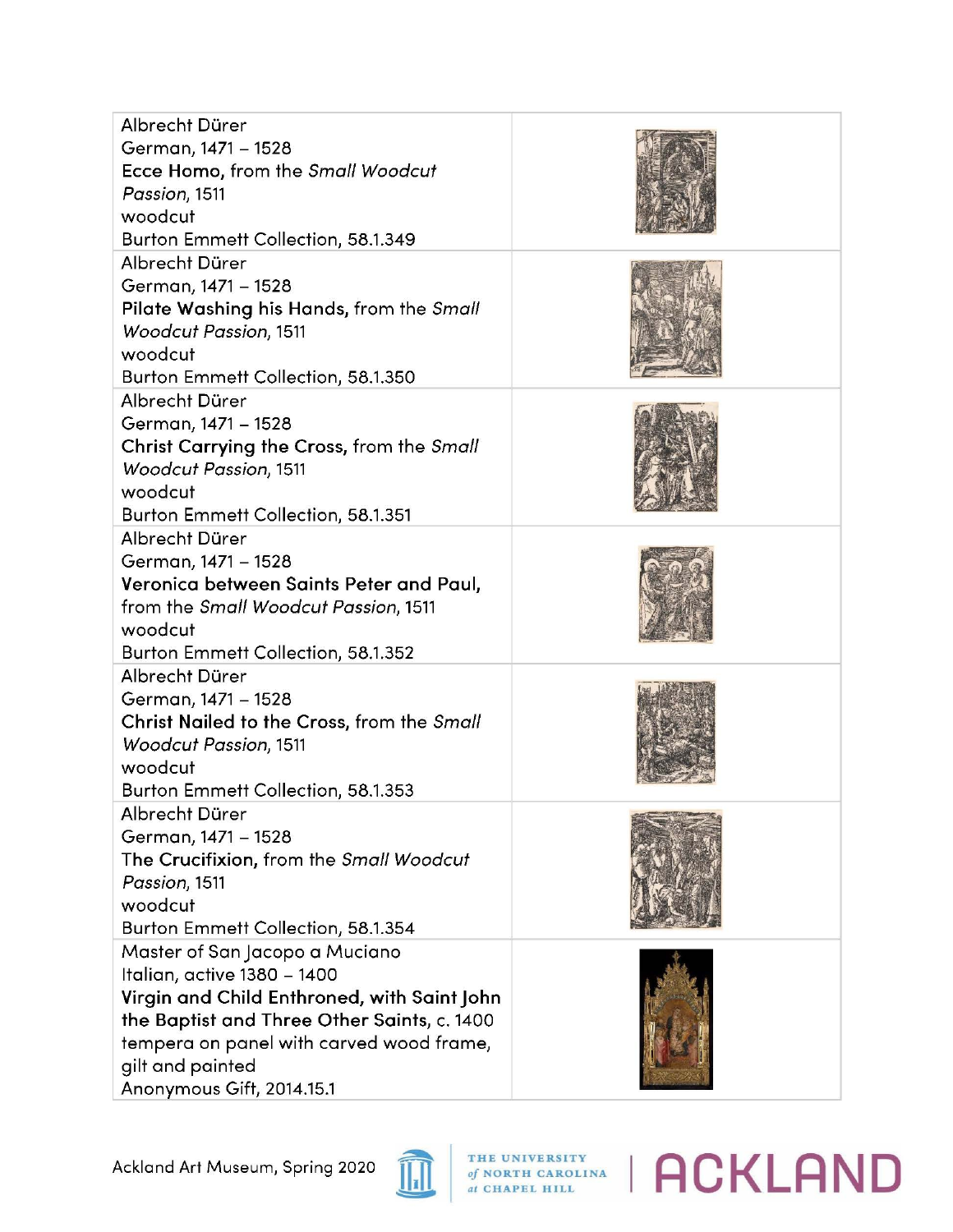| | |
|---|---|
| Albrecht Dürer<br>German, 1471 – 1528<br>**Ecce Homo,** from the *Small Woodcut Passion*, 1511<br>woodcut<br>Burton Emmett Collection, 58.1.349 | |
| Albrecht Dürer<br>German, 1471 – 1528<br>**Pilate Washing his Hands,** from the *Small Woodcut Passion*, 1511<br>woodcut<br>Burton Emmett Collection, 58.1.350 | |
| Albrecht Dürer<br>German, 1471 – 1528<br>**Christ Carrying the Cross,** from the *Small Woodcut Passion*, 1511<br>woodcut<br>Burton Emmett Collection, 58.1.351 | |
| Albrecht Dürer<br>German, 1471 – 1528<br>**Veronica between Saints Peter and Paul,** from the *Small Woodcut Passion*, 1511<br>woodcut<br>Burton Emmett Collection, 58.1.352 | |
| Albrecht Dürer<br>German, 1471 – 1528<br>**Christ Nailed to the Cross,** from the *Small Woodcut Passion*, 1511<br>woodcut<br>Burton Emmett Collection, 58.1.353 | |
| Albrecht Dürer<br>German, 1471 – 1528<br>**The Crucifixion,** from the *Small Woodcut Passion*, 1511<br>woodcut<br>Burton Emmett Collection, 58.1.354 | |
| Master of San Jacopo a Muciano<br>Italian, active 1380 – 1400<br>**Virgin and Child Enthroned, with Saint John the Baptist and Three Other Saints,** c. 1400<br>tempera on panel with carved wood frame, gilt and painted<br>Anonymous Gift, 2014.15.1 | |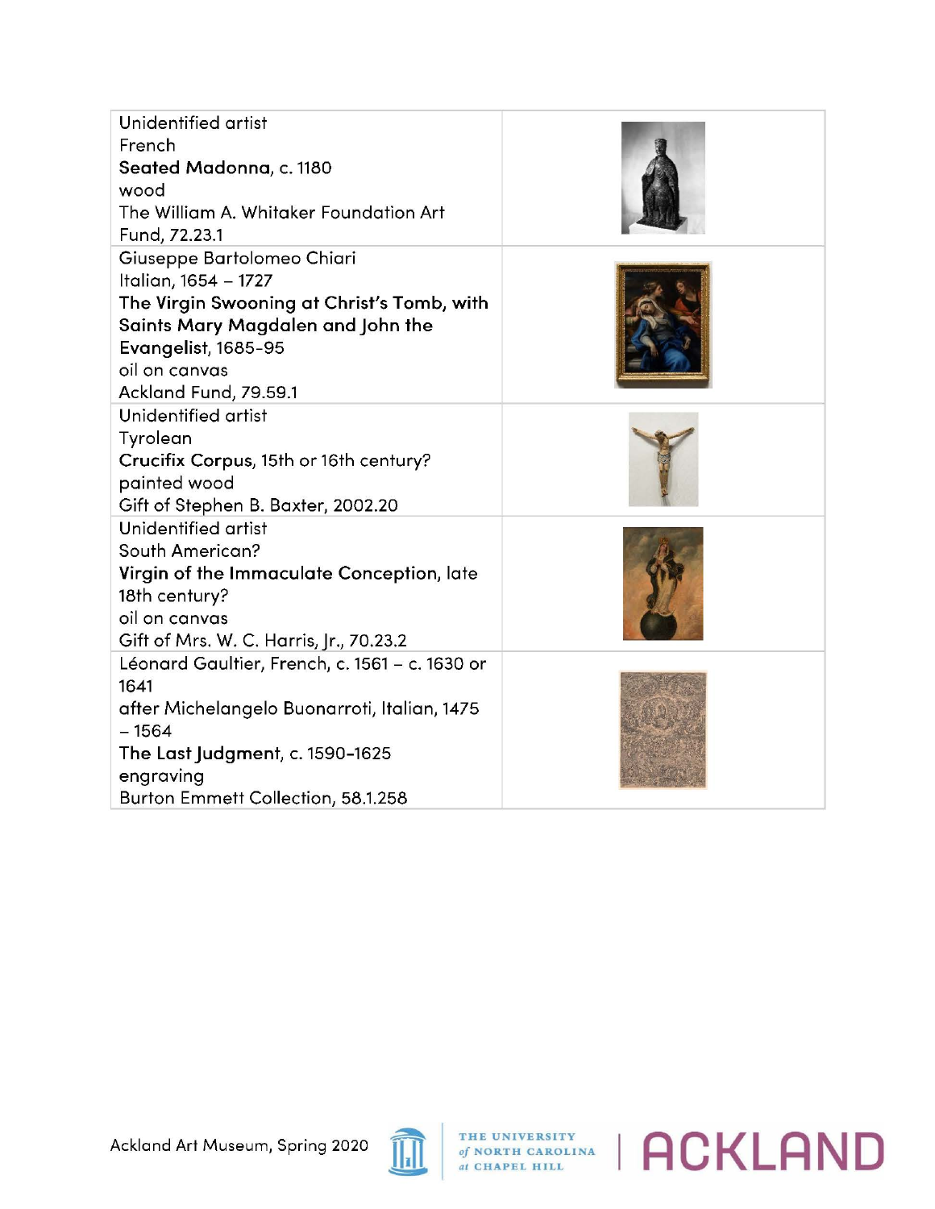| | |
|---|---|
| Unidentified artist<br>French<br>**Seated Madonna**, c. 1180<br>wood<br>The William A. Whitaker Foundation Art Fund, 72.23.1 | |
| Giuseppe Bartolomeo Chiari<br>Italian, 1654 – 1727<br>**The Virgin Swooning at Christ's Tomb, with Saints Mary Magdalen and John the Evangelist**, 1685-95<br>oil on canvas<br>Ackland Fund, 79.59.1 | |
| Unidentified artist<br>Tyrolean<br>**Crucifix Corpus**, 15th or 16th century?<br>painted wood<br>Gift of Stephen B. Baxter, 2002.20 | |
| Unidentified artist<br>South American?<br>**Virgin of the Immaculate Conception**, late 18th century?<br>oil on canvas<br>Gift of Mrs. W. C. Harris, Jr., 70.23.2 | |
| Léonard Gaultier, French, c. 1561 – c. 1630 or 1641<br>after Michelangelo Buonarroti, Italian, 1475 – 1564<br>**The Last Judgment**, c. 1590-1625<br>engraving<br>Burton Emmett Collection, 58.1.258 | |